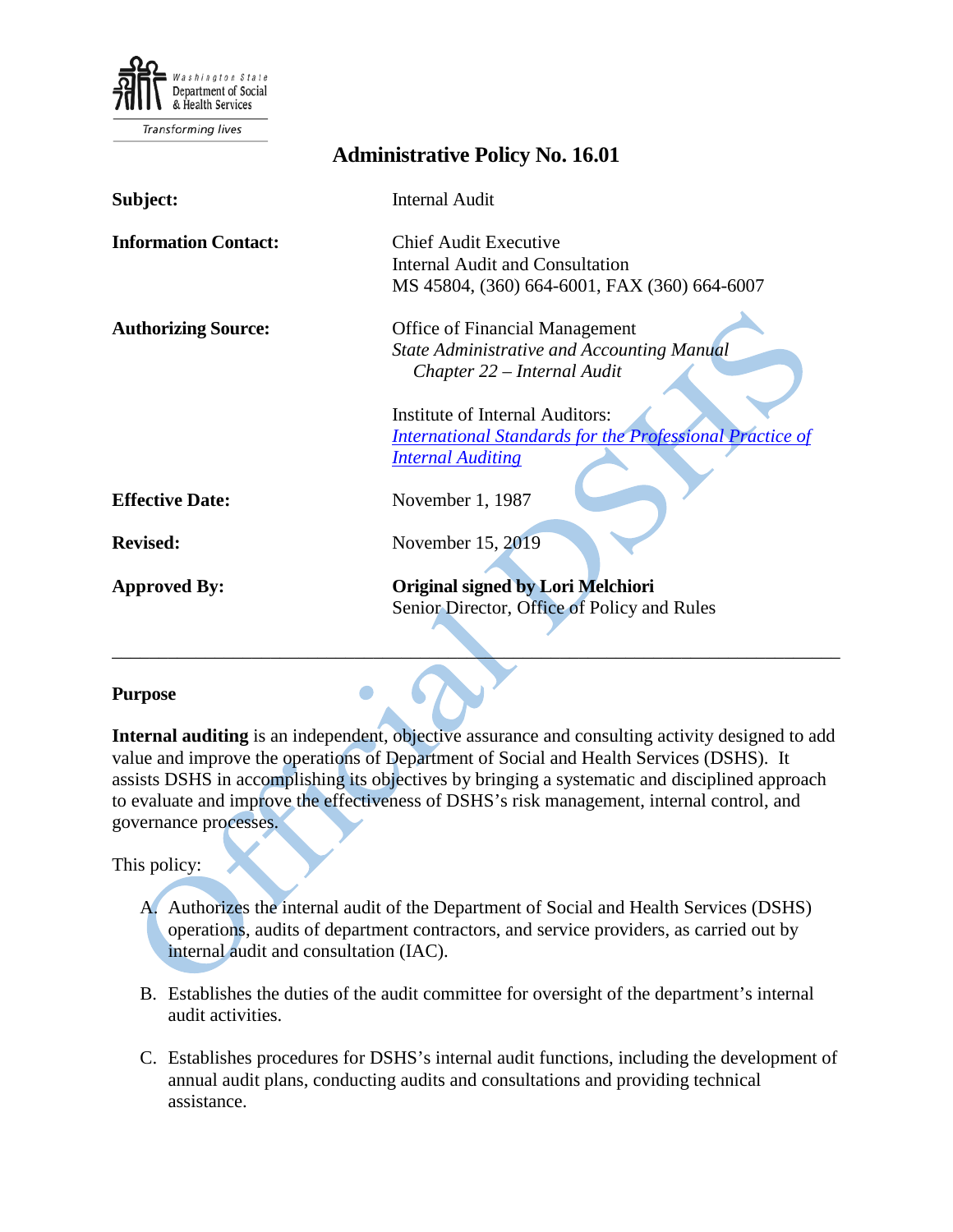Washington State Department of Social & Health Services

Transforming lives

# Administrative Policy No. 16.01

| | |
|---|---|
| **Subject:** | Internal Audit |
| **Information Contact:** | Chief Audit Executive<br>Internal Audit and Consultation<br>MS 45804, (360) 664-6001, FAX (360) 664-6007 |
| **Authorizing Source:** | Office of Financial Management<br>*State Administrative and Accounting Manual*<br>*Chapter 22 – Internal Audit*<br><br>Institute of Internal Auditors:<br>*International Standards for the Professional Practice of Internal Auditing* |
| **Effective Date:** | November 1, 1987 |
| **Revised:** | November 15, 2019 |
| **Approved By:** | **Original signed by Lori Melchiori**<br>Senior Director, Office of Policy and Rules |

---

## Purpose

**Internal auditing** is an independent, objective assurance and consulting activity designed to add value and improve the operations of Department of Social and Health Services (DSHS). It assists DSHS in accomplishing its objectives by bringing a systematic and disciplined approach to evaluate and improve the effectiveness of DSHS's risk management, internal control, and governance processes.

This policy:

A. Authorizes the internal audit of the Department of Social and Health Services (DSHS) operations, audits of department contractors, and service providers, as carried out by internal audit and consultation (IAC).

B. Establishes the duties of the audit committee for oversight of the department's internal audit activities.

C. Establishes procedures for DSHS's internal audit functions, including the development of annual audit plans, conducting audits and consultations and providing technical assistance.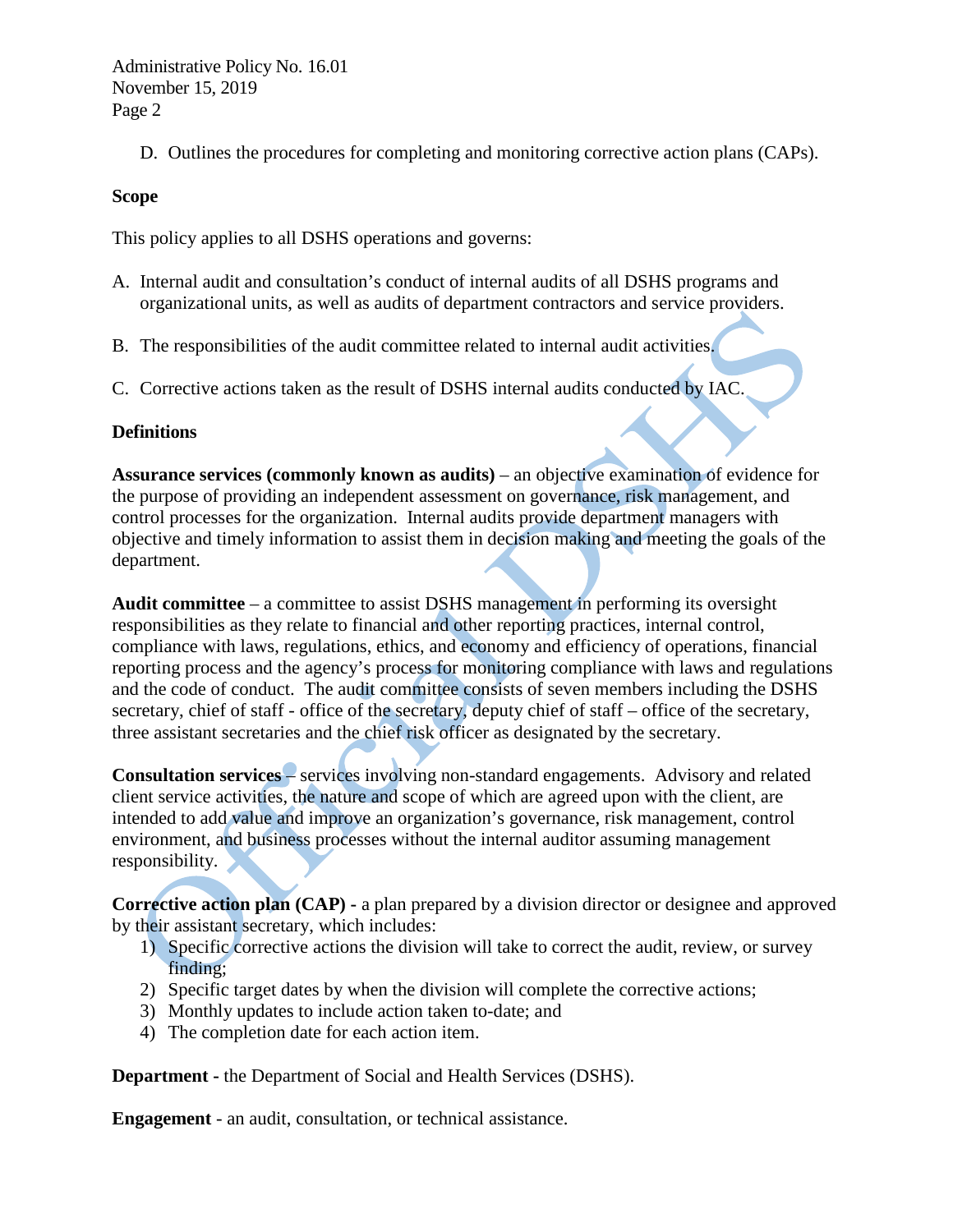D. Outlines the procedures for completing and monitoring corrective action plans (CAPs).

**Scope**

This policy applies to all DSHS operations and governs:

A. Internal audit and consultation's conduct of internal audits of all DSHS programs and organizational units, as well as audits of department contractors and service providers.

B. The responsibilities of the audit committee related to internal audit activities.

C. Corrective actions taken as the result of DSHS internal audits conducted by IAC.

**Definitions**

**Assurance services (commonly known as audits)** – an objective examination of evidence for the purpose of providing an independent assessment on governance, risk management, and control processes for the organization. Internal audits provide department managers with objective and timely information to assist them in decision making and meeting the goals of the department.

**Audit committee** – a committee to assist DSHS management in performing its oversight responsibilities as they relate to financial and other reporting practices, internal control, compliance with laws, regulations, ethics, and economy and efficiency of operations, financial reporting process and the agency's process for monitoring compliance with laws and regulations and the code of conduct. The audit committee consists of seven members including the DSHS secretary, chief of staff - office of the secretary, deputy chief of staff – office of the secretary, three assistant secretaries and the chief risk officer as designated by the secretary.

**Consultation services** – services involving non-standard engagements. Advisory and related client service activities, the nature and scope of which are agreed upon with the client, are intended to add value and improve an organization's governance, risk management, control environment, and business processes without the internal auditor assuming management responsibility.

**Corrective action plan (CAP) -** a plan prepared by a division director or designee and approved by their assistant secretary, which includes:

1) Specific corrective actions the division will take to correct the audit, review, or survey finding;
2) Specific target dates by when the division will complete the corrective actions;
3) Monthly updates to include action taken to-date; and
4) The completion date for each action item.

**Department -** the Department of Social and Health Services (DSHS).

**Engagement** - an audit, consultation, or technical assistance.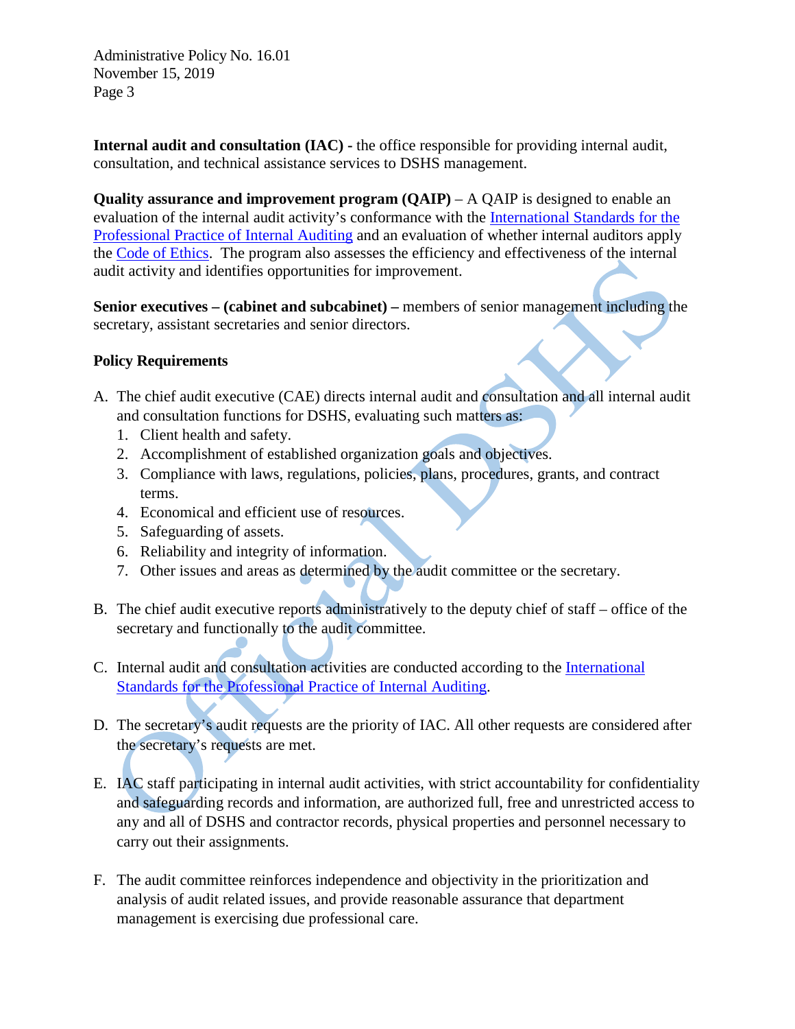**Internal audit and consultation (IAC) -** the office responsible for providing internal audit, consultation, and technical assistance services to DSHS management.

**Quality assurance and improvement program (QAIP)** – A QAIP is designed to enable an evaluation of the internal audit activity's conformance with the International Standards for the Professional Practice of Internal Auditing and an evaluation of whether internal auditors apply the Code of Ethics. The program also assesses the efficiency and effectiveness of the internal audit activity and identifies opportunities for improvement.

**Senior executives – (cabinet and subcabinet) –** members of senior management including the secretary, assistant secretaries and senior directors.

## Policy Requirements

A. The chief audit executive (CAE) directs internal audit and consultation and all internal audit and consultation functions for DSHS, evaluating such matters as:
   1. Client health and safety.
   2. Accomplishment of established organization goals and objectives.
   3. Compliance with laws, regulations, policies, plans, procedures, grants, and contract terms.
   4. Economical and efficient use of resources.
   5. Safeguarding of assets.
   6. Reliability and integrity of information.
   7. Other issues and areas as determined by the audit committee or the secretary.

B. The chief audit executive reports administratively to the deputy chief of staff – office of the secretary and functionally to the audit committee.

C. Internal audit and consultation activities are conducted according to the International Standards for the Professional Practice of Internal Auditing.

D. The secretary's audit requests are the priority of IAC. All other requests are considered after the secretary's requests are met.

E. IAC staff participating in internal audit activities, with strict accountability for confidentiality and safeguarding records and information, are authorized full, free and unrestricted access to any and all of DSHS and contractor records, physical properties and personnel necessary to carry out their assignments.

F. The audit committee reinforces independence and objectivity in the prioritization and analysis of audit related issues, and provide reasonable assurance that department management is exercising due professional care.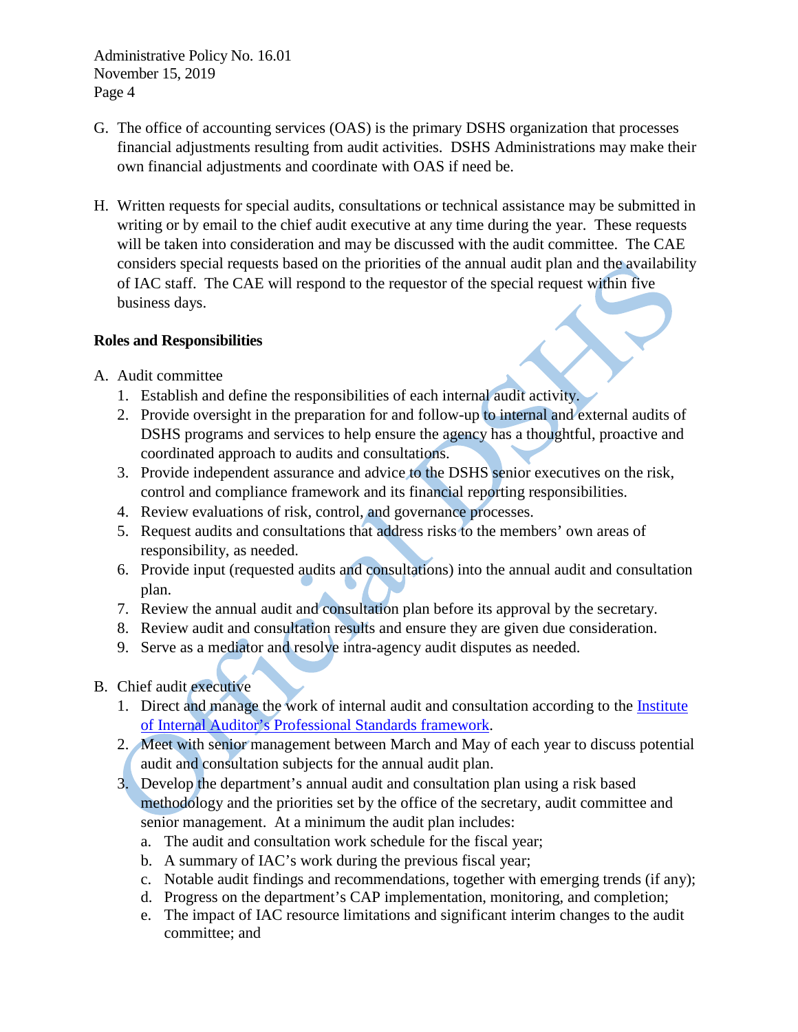G. The office of accounting services (OAS) is the primary DSHS organization that processes financial adjustments resulting from audit activities. DSHS Administrations may make their own financial adjustments and coordinate with OAS if need be.

H. Written requests for special audits, consultations or technical assistance may be submitted in writing or by email to the chief audit executive at any time during the year. These requests will be taken into consideration and may be discussed with the audit committee. The CAE considers special requests based on the priorities of the annual audit plan and the availability of IAC staff. The CAE will respond to the requestor of the special request within five business days.

**Roles and Responsibilities**

A. Audit committee
   1. Establish and define the responsibilities of each internal audit activity.
   2. Provide oversight in the preparation for and follow-up to internal and external audits of DSHS programs and services to help ensure the agency has a thoughtful, proactive and coordinated approach to audits and consultations.
   3. Provide independent assurance and advice to the DSHS senior executives on the risk, control and compliance framework and its financial reporting responsibilities.
   4. Review evaluations of risk, control, and governance processes.
   5. Request audits and consultations that address risks to the members' own areas of responsibility, as needed.
   6. Provide input (requested audits and consultations) into the annual audit and consultation plan.
   7. Review the annual audit and consultation plan before its approval by the secretary.
   8. Review audit and consultation results and ensure they are given due consideration.
   9. Serve as a mediator and resolve intra-agency audit disputes as needed.

B. Chief audit executive
   1. Direct and manage the work of internal audit and consultation according to the [Institute of Internal Auditor's Professional Standards framework](#).
   2. Meet with senior management between March and May of each year to discuss potential audit and consultation subjects for the annual audit plan.
   3. Develop the department's annual audit and consultation plan using a risk based methodology and the priorities set by the office of the secretary, audit committee and senior management. At a minimum the audit plan includes:
      a. The audit and consultation work schedule for the fiscal year;
      b. A summary of IAC's work during the previous fiscal year;
      c. Notable audit findings and recommendations, together with emerging trends (if any);
      d. Progress on the department's CAP implementation, monitoring, and completion;
      e. The impact of IAC resource limitations and significant interim changes to the audit committee; and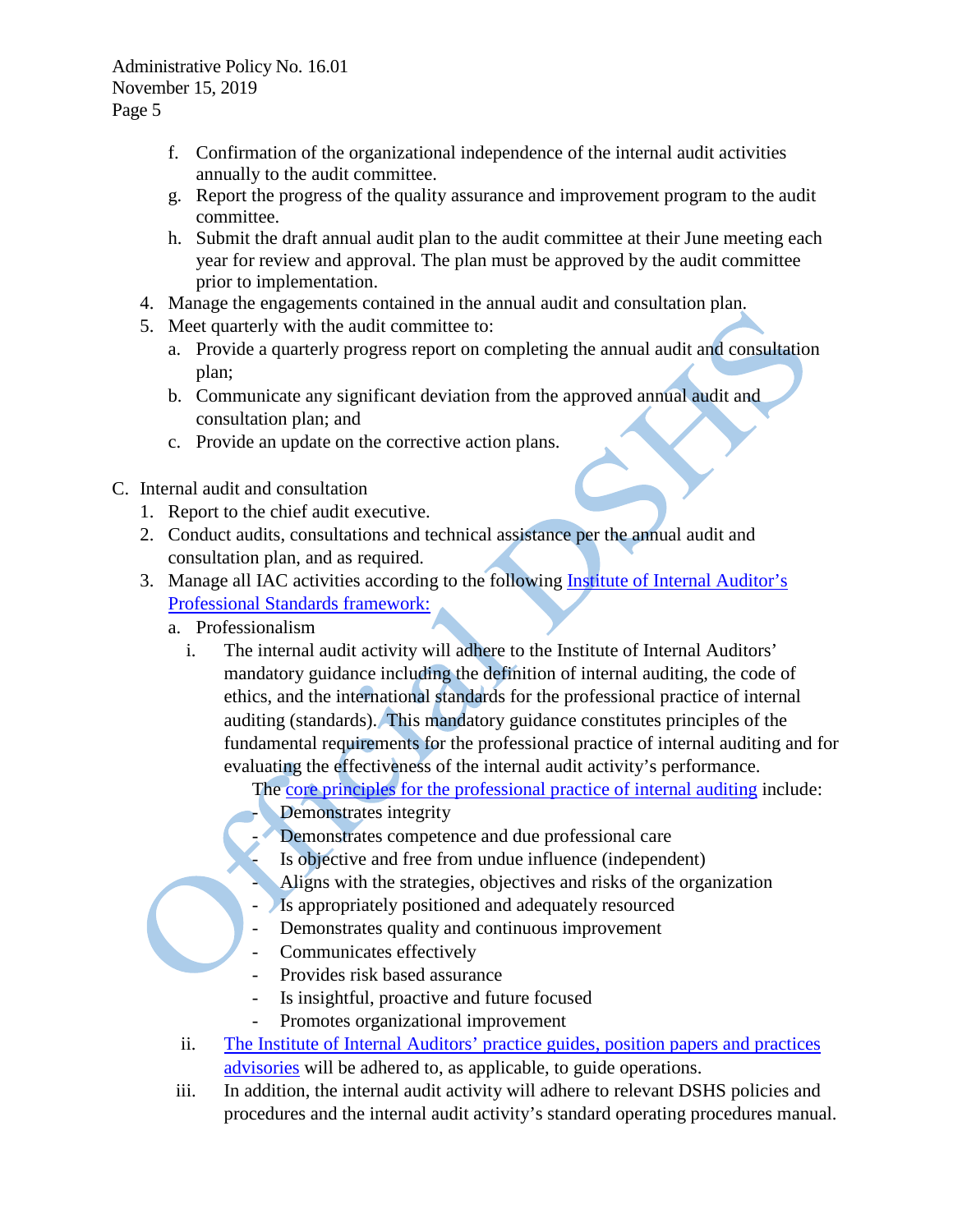f. Confirmation of the organizational independence of the internal audit activities annually to the audit committee.
   g. Report the progress of the quality assurance and improvement program to the audit committee.
   h. Submit the draft annual audit plan to the audit committee at their June meeting each year for review and approval. The plan must be approved by the audit committee prior to implementation.
4. Manage the engagements contained in the annual audit and consultation plan.
5. Meet quarterly with the audit committee to:
   a. Provide a quarterly progress report on completing the annual audit and consultation plan;
   b. Communicate any significant deviation from the approved annual audit and consultation plan; and
   c. Provide an update on the corrective action plans.

C. Internal audit and consultation
   1. Report to the chief audit executive.
   2. Conduct audits, consultations and technical assistance per the annual audit and consultation plan, and as required.
   3. Manage all IAC activities according to the following Institute of Internal Auditor's Professional Standards framework:
      a. Professionalism
         i. The internal audit activity will adhere to the Institute of Internal Auditors' mandatory guidance including the definition of internal auditing, the code of ethics, and the international standards for the professional practice of internal auditing (standards). This mandatory guidance constitutes principles of the fundamental requirements for the professional practice of internal auditing and for evaluating the effectiveness of the internal audit activity's performance.

            The core principles for the professional practice of internal auditing include:
            - Demonstrates integrity
            - Demonstrates competence and due professional care
            - Is objective and free from undue influence (independent)
            - Aligns with the strategies, objectives and risks of the organization
            - Is appropriately positioned and adequately resourced
            - Demonstrates quality and continuous improvement
            - Communicates effectively
            - Provides risk based assurance
            - Is insightful, proactive and future focused
            - Promotes organizational improvement
         ii. The Institute of Internal Auditors' practice guides, position papers and practices advisories will be adhered to, as applicable, to guide operations.
         iii. In addition, the internal audit activity will adhere to relevant DSHS policies and procedures and the internal audit activity's standard operating procedures manual.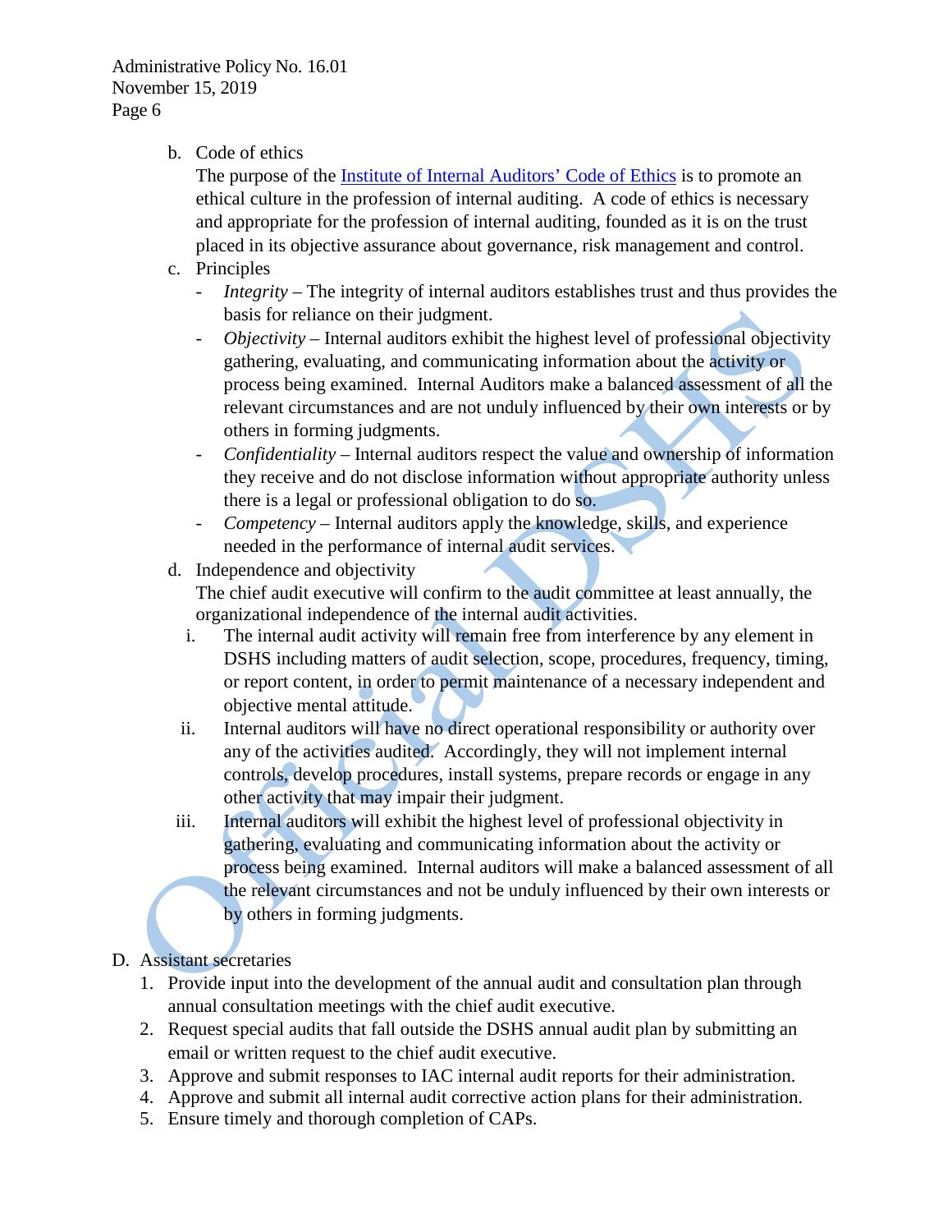b. Code of ethics

   The purpose of the [Institute of Internal Auditors' Code of Ethics]() is to promote an ethical culture in the profession of internal auditing. A code of ethics is necessary and appropriate for the profession of internal auditing, founded as it is on the trust placed in its objective assurance about governance, risk management and control.

c. Principles

   - *Integrity* – The integrity of internal auditors establishes trust and thus provides the basis for reliance on their judgment.
   - *Objectivity* – Internal auditors exhibit the highest level of professional objectivity gathering, evaluating, and communicating information about the activity or process being examined. Internal Auditors make a balanced assessment of all the relevant circumstances and are not unduly influenced by their own interests or by others in forming judgments.
   - *Confidentiality* – Internal auditors respect the value and ownership of information they receive and do not disclose information without appropriate authority unless there is a legal or professional obligation to do so.
   - *Competency* – Internal auditors apply the knowledge, skills, and experience needed in the performance of internal audit services.

d. Independence and objectivity

   The chief audit executive will confirm to the audit committee at least annually, the organizational independence of the internal audit activities.

   i. The internal audit activity will remain free from interference by any element in DSHS including matters of audit selection, scope, procedures, frequency, timing, or report content, in order to permit maintenance of a necessary independent and objective mental attitude.

   ii. Internal auditors will have no direct operational responsibility or authority over any of the activities audited. Accordingly, they will not implement internal controls, develop procedures, install systems, prepare records or engage in any other activity that may impair their judgment.

   iii. Internal auditors will exhibit the highest level of professional objectivity in gathering, evaluating and communicating information about the activity or process being examined. Internal auditors will make a balanced assessment of all the relevant circumstances and not be unduly influenced by their own interests or by others in forming judgments.

D. Assistant secretaries

1. Provide input into the development of the annual audit and consultation plan through annual consultation meetings with the chief audit executive.
2. Request special audits that fall outside the DSHS annual audit plan by submitting an email or written request to the chief audit executive.
3. Approve and submit responses to IAC internal audit reports for their administration.
4. Approve and submit all internal audit corrective action plans for their administration.
5. Ensure timely and thorough completion of CAPs.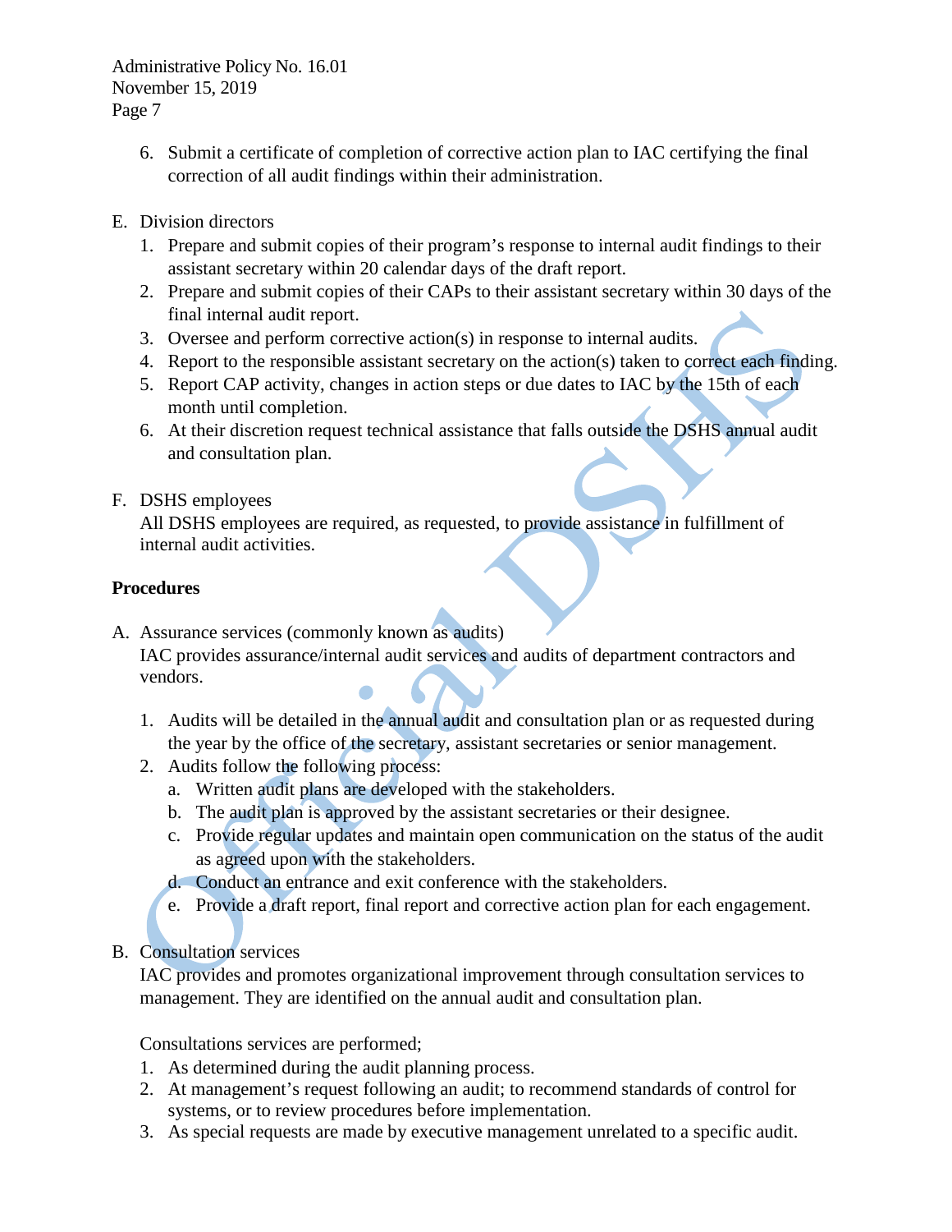6. Submit a certificate of completion of corrective action plan to IAC certifying the final correction of all audit findings within their administration.

E. Division directors
   1. Prepare and submit copies of their program's response to internal audit findings to their assistant secretary within 20 calendar days of the draft report.
   2. Prepare and submit copies of their CAPs to their assistant secretary within 30 days of the final internal audit report.
   3. Oversee and perform corrective action(s) in response to internal audits.
   4. Report to the responsible assistant secretary on the action(s) taken to correct each finding.
   5. Report CAP activity, changes in action steps or due dates to IAC by the 15th of each month until completion.
   6. At their discretion request technical assistance that falls outside the DSHS annual audit and consultation plan.

F. DSHS employees

   All DSHS employees are required, as requested, to provide assistance in fulfillment of internal audit activities.

**Procedures**

A. Assurance services (commonly known as audits)

   IAC provides assurance/internal audit services and audits of department contractors and vendors.

   1. Audits will be detailed in the annual audit and consultation plan or as requested during the year by the office of the secretary, assistant secretaries or senior management.
   2. Audits follow the following process:
      a. Written audit plans are developed with the stakeholders.
      b. The audit plan is approved by the assistant secretaries or their designee.
      c. Provide regular updates and maintain open communication on the status of the audit as agreed upon with the stakeholders.
      d. Conduct an entrance and exit conference with the stakeholders.
      e. Provide a draft report, final report and corrective action plan for each engagement.

B. Consultation services

   IAC provides and promotes organizational improvement through consultation services to management. They are identified on the annual audit and consultation plan.

   Consultations services are performed;
   1. As determined during the audit planning process.
   2. At management's request following an audit; to recommend standards of control for systems, or to review procedures before implementation.
   3. As special requests are made by executive management unrelated to a specific audit.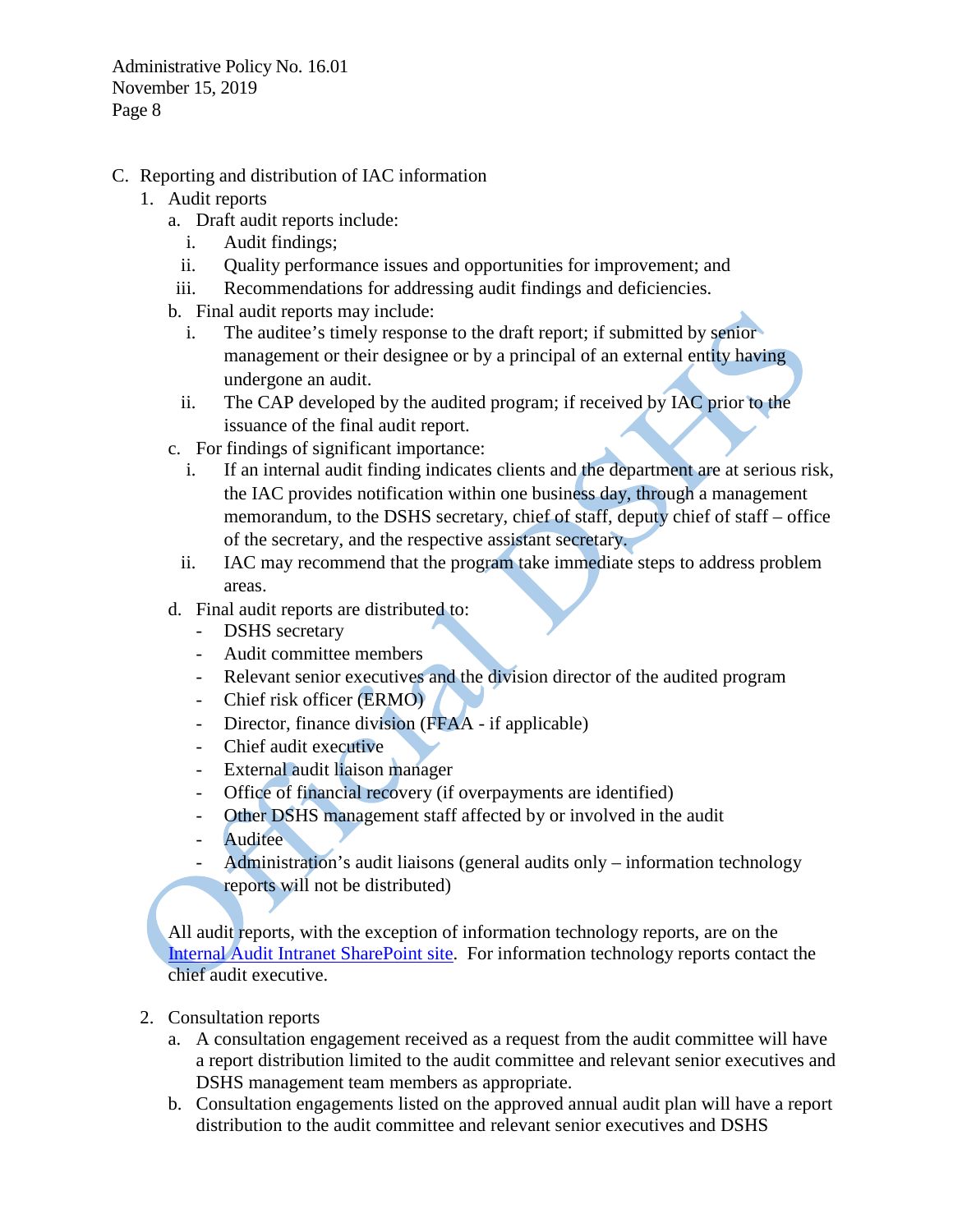C. Reporting and distribution of IAC information

1. Audit reports
   a. Draft audit reports include:
      i. Audit findings;
      ii. Quality performance issues and opportunities for improvement; and
      iii. Recommendations for addressing audit findings and deficiencies.
   b. Final audit reports may include:
      i. The auditee's timely response to the draft report; if submitted by senior management or their designee or by a principal of an external entity having undergone an audit.
      ii. The CAP developed by the audited program; if received by IAC prior to the issuance of the final audit report.
   c. For findings of significant importance:
      i. If an internal audit finding indicates clients and the department are at serious risk, the IAC provides notification within one business day, through a management memorandum, to the DSHS secretary, chief of staff, deputy chief of staff – office of the secretary, and the respective assistant secretary.
      ii. IAC may recommend that the program take immediate steps to address problem areas.
   d. Final audit reports are distributed to:
      - DSHS secretary
      - Audit committee members
      - Relevant senior executives and the division director of the audited program
      - Chief risk officer (ERMO)
      - Director, finance division (FFAA - if applicable)
      - Chief audit executive
      - External audit liaison manager
      - Office of financial recovery (if overpayments are identified)
      - Other DSHS management staff affected by or involved in the audit
      - Auditee
      - Administration's audit liaisons (general audits only – information technology reports will not be distributed)

   All audit reports, with the exception of information technology reports, are on the Internal Audit Intranet SharePoint site. For information technology reports contact the chief audit executive.

2. Consultation reports
   a. A consultation engagement received as a request from the audit committee will have a report distribution limited to the audit committee and relevant senior executives and DSHS management team members as appropriate.
   b. Consultation engagements listed on the approved annual audit plan will have a report distribution to the audit committee and relevant senior executives and DSHS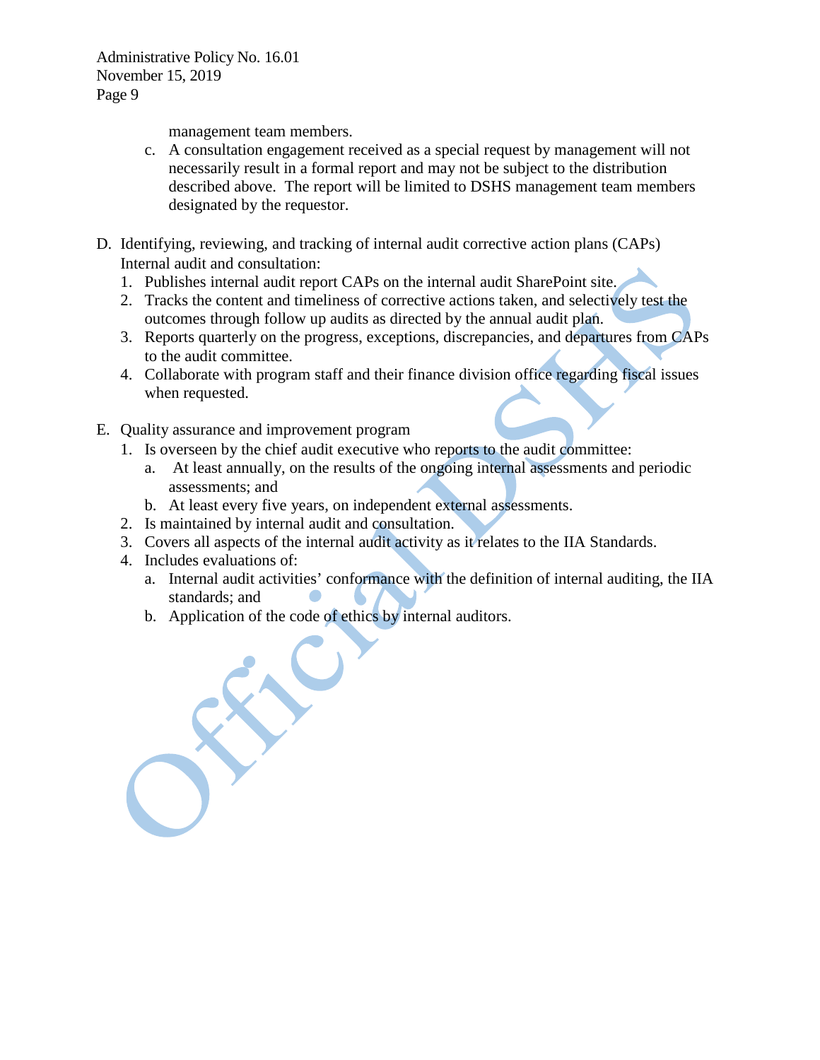management team members.

c. A consultation engagement received as a special request by management will not necessarily result in a formal report and may not be subject to the distribution described above. The report will be limited to DSHS management team members designated by the requestor.

D. Identifying, reviewing, and tracking of internal audit corrective action plans (CAPs)

Internal audit and consultation:

1. Publishes internal audit report CAPs on the internal audit SharePoint site.
2. Tracks the content and timeliness of corrective actions taken, and selectively test the outcomes through follow up audits as directed by the annual audit plan.
3. Reports quarterly on the progress, exceptions, discrepancies, and departures from CAPs to the audit committee.
4. Collaborate with program staff and their finance division office regarding fiscal issues when requested.

E. Quality assurance and improvement program

1. Is overseen by the chief audit executive who reports to the audit committee:
   a. At least annually, on the results of the ongoing internal assessments and periodic assessments; and
   b. At least every five years, on independent external assessments.
2. Is maintained by internal audit and consultation.
3. Covers all aspects of the internal audit activity as it relates to the IIA Standards.
4. Includes evaluations of:
   a. Internal audit activities' conformance with the definition of internal auditing, the IIA standards; and
   b. Application of the code of ethics by internal auditors.